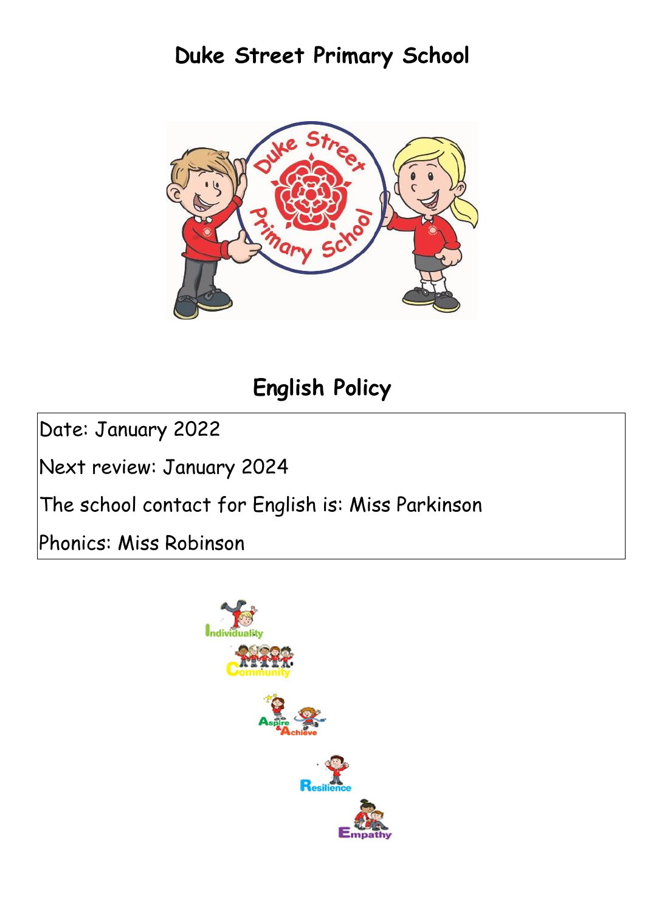# Duke Street Primary School

# English Policy

Date: January 2022

Next review: January 2024

The school contact for English is: Miss Parkinson

Phonics: Miss Robinson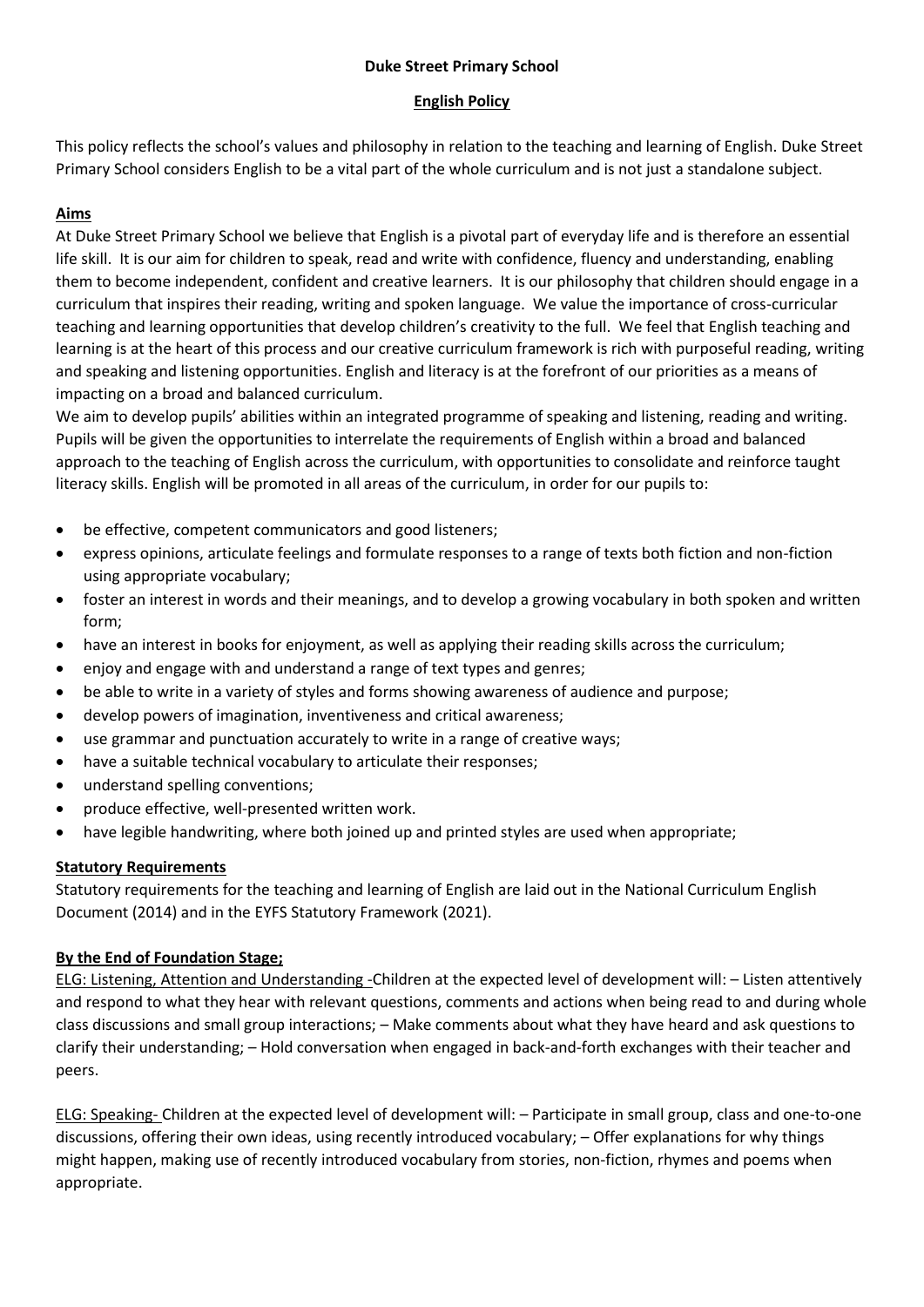**Duke Street Primary School**

**English Policy**

This policy reflects the school's values and philosophy in relation to the teaching and learning of English. Duke Street Primary School considers English to be a vital part of the whole curriculum and is not just a standalone subject.

**Aims**

At Duke Street Primary School we believe that English is a pivotal part of everyday life and is therefore an essential life skill. It is our aim for children to speak, read and write with confidence, fluency and understanding, enabling them to become independent, confident and creative learners. It is our philosophy that children should engage in a curriculum that inspires their reading, writing and spoken language. We value the importance of cross-curricular teaching and learning opportunities that develop children's creativity to the full. We feel that English teaching and learning is at the heart of this process and our creative curriculum framework is rich with purposeful reading, writing and speaking and listening opportunities. English and literacy is at the forefront of our priorities as a means of impacting on a broad and balanced curriculum.

We aim to develop pupils' abilities within an integrated programme of speaking and listening, reading and writing. Pupils will be given the opportunities to interrelate the requirements of English within a broad and balanced approach to the teaching of English across the curriculum, with opportunities to consolidate and reinforce taught literacy skills. English will be promoted in all areas of the curriculum, in order for our pupils to:

- be effective, competent communicators and good listeners;
- express opinions, articulate feelings and formulate responses to a range of texts both fiction and non-fiction using appropriate vocabulary;
- foster an interest in words and their meanings, and to develop a growing vocabulary in both spoken and written form;
- have an interest in books for enjoyment, as well as applying their reading skills across the curriculum;
- enjoy and engage with and understand a range of text types and genres;
- be able to write in a variety of styles and forms showing awareness of audience and purpose;
- develop powers of imagination, inventiveness and critical awareness;
- use grammar and punctuation accurately to write in a range of creative ways;
- have a suitable technical vocabulary to articulate their responses;
- understand spelling conventions;
- produce effective, well-presented written work.
- have legible handwriting, where both joined up and printed styles are used when appropriate;

**Statutory Requirements**

Statutory requirements for the teaching and learning of English are laid out in the National Curriculum English Document (2014) and in the EYFS Statutory Framework (2021).

**By the End of Foundation Stage;**

ELG: Listening, Attention and Understanding -Children at the expected level of development will: – Listen attentively and respond to what they hear with relevant questions, comments and actions when being read to and during whole class discussions and small group interactions; – Make comments about what they have heard and ask questions to clarify their understanding; – Hold conversation when engaged in back-and-forth exchanges with their teacher and peers.

ELG: Speaking- Children at the expected level of development will: – Participate in small group, class and one-to-one discussions, offering their own ideas, using recently introduced vocabulary; – Offer explanations for why things might happen, making use of recently introduced vocabulary from stories, non-fiction, rhymes and poems when appropriate.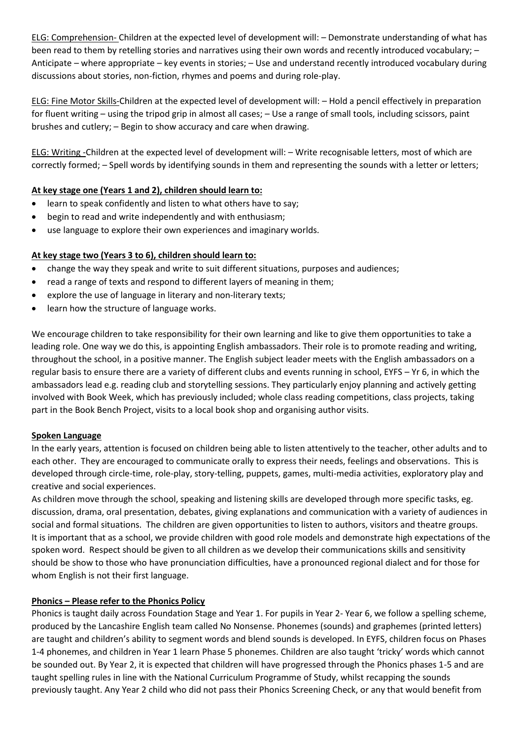ELG: Comprehension- Children at the expected level of development will: – Demonstrate understanding of what has been read to them by retelling stories and narratives using their own words and recently introduced vocabulary; – Anticipate – where appropriate – key events in stories; – Use and understand recently introduced vocabulary during discussions about stories, non-fiction, rhymes and poems and during role-play.

ELG: Fine Motor Skills-Children at the expected level of development will: – Hold a pencil effectively in preparation for fluent writing – using the tripod grip in almost all cases; – Use a range of small tools, including scissors, paint brushes and cutlery; – Begin to show accuracy and care when drawing.

ELG: Writing -Children at the expected level of development will: – Write recognisable letters, most of which are correctly formed; – Spell words by identifying sounds in them and representing the sounds with a letter or letters;

**At key stage one (Years 1 and 2), children should learn to:**

- learn to speak confidently and listen to what others have to say;
- begin to read and write independently and with enthusiasm;
- use language to explore their own experiences and imaginary worlds.

**At key stage two (Years 3 to 6), children should learn to:**

- change the way they speak and write to suit different situations, purposes and audiences;
- read a range of texts and respond to different layers of meaning in them;
- explore the use of language in literary and non-literary texts;
- learn how the structure of language works.

We encourage children to take responsibility for their own learning and like to give them opportunities to take a leading role. One way we do this, is appointing English ambassadors. Their role is to promote reading and writing, throughout the school, in a positive manner. The English subject leader meets with the English ambassadors on a regular basis to ensure there are a variety of different clubs and events running in school, EYFS – Yr 6, in which the ambassadors lead e.g. reading club and storytelling sessions. They particularly enjoy planning and actively getting involved with Book Week, which has previously included; whole class reading competitions, class projects, taking part in the Book Bench Project, visits to a local book shop and organising author visits.

**Spoken Language**

In the early years, attention is focused on children being able to listen attentively to the teacher, other adults and to each other. They are encouraged to communicate orally to express their needs, feelings and observations. This is developed through circle-time, role-play, story-telling, puppets, games, multi-media activities, exploratory play and creative and social experiences.

As children move through the school, speaking and listening skills are developed through more specific tasks, eg. discussion, drama, oral presentation, debates, giving explanations and communication with a variety of audiences in social and formal situations. The children are given opportunities to listen to authors, visitors and theatre groups. It is important that as a school, we provide children with good role models and demonstrate high expectations of the spoken word. Respect should be given to all children as we develop their communications skills and sensitivity should be show to those who have pronunciation difficulties, have a pronounced regional dialect and for those for whom English is not their first language.

**Phonics – Please refer to the Phonics Policy**

Phonics is taught daily across Foundation Stage and Year 1. For pupils in Year 2- Year 6, we follow a spelling scheme, produced by the Lancashire English team called No Nonsense. Phonemes (sounds) and graphemes (printed letters) are taught and children's ability to segment words and blend sounds is developed. In EYFS, children focus on Phases 1-4 phonemes, and children in Year 1 learn Phase 5 phonemes. Children are also taught 'tricky' words which cannot be sounded out. By Year 2, it is expected that children will have progressed through the Phonics phases 1-5 and are taught spelling rules in line with the National Curriculum Programme of Study, whilst recapping the sounds previously taught. Any Year 2 child who did not pass their Phonics Screening Check, or any that would benefit from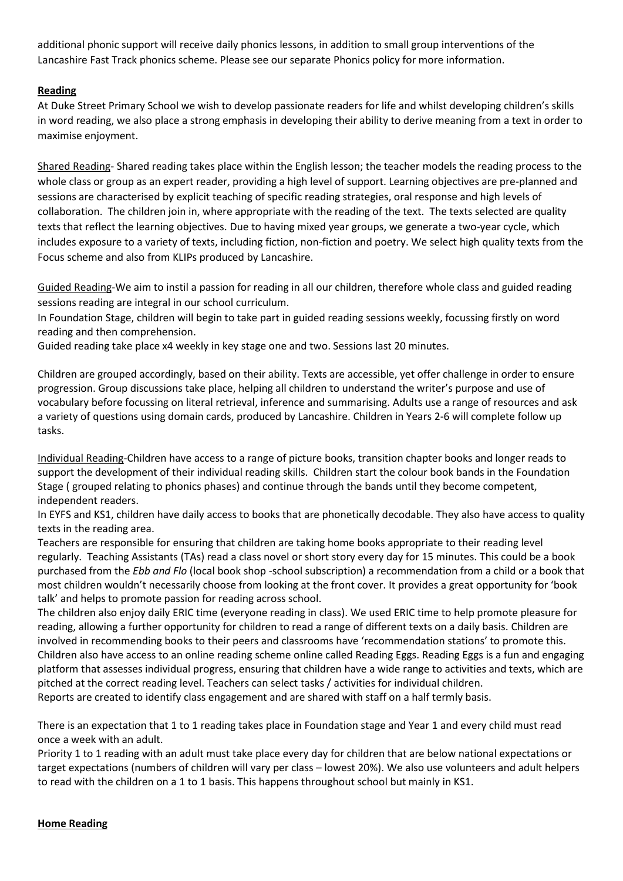additional phonic support will receive daily phonics lessons, in addition to small group interventions of the Lancashire Fast Track phonics scheme. Please see our separate Phonics policy for more information.

## Reading

At Duke Street Primary School we wish to develop passionate readers for life and whilst developing children's skills in word reading, we also place a strong emphasis in developing their ability to derive meaning from a text in order to maximise enjoyment.

Shared Reading- Shared reading takes place within the English lesson; the teacher models the reading process to the whole class or group as an expert reader, providing a high level of support. Learning objectives are pre-planned and sessions are characterised by explicit teaching of specific reading strategies, oral response and high levels of collaboration. The children join in, where appropriate with the reading of the text. The texts selected are quality texts that reflect the learning objectives. Due to having mixed year groups, we generate a two-year cycle, which includes exposure to a variety of texts, including fiction, non-fiction and poetry. We select high quality texts from the Focus scheme and also from KLIPs produced by Lancashire.

Guided Reading-We aim to instil a passion for reading in all our children, therefore whole class and guided reading sessions reading are integral in our school curriculum.

In Foundation Stage, children will begin to take part in guided reading sessions weekly, focussing firstly on word reading and then comprehension.

Guided reading take place x4 weekly in key stage one and two. Sessions last 20 minutes.

Children are grouped accordingly, based on their ability. Texts are accessible, yet offer challenge in order to ensure progression. Group discussions take place, helping all children to understand the writer's purpose and use of vocabulary before focussing on literal retrieval, inference and summarising. Adults use a range of resources and ask a variety of questions using domain cards, produced by Lancashire. Children in Years 2-6 will complete follow up tasks.

Individual Reading-Children have access to a range of picture books, transition chapter books and longer reads to support the development of their individual reading skills. Children start the colour book bands in the Foundation Stage ( grouped relating to phonics phases) and continue through the bands until they become competent, independent readers.

In EYFS and KS1, children have daily access to books that are phonetically decodable. They also have access to quality texts in the reading area.

Teachers are responsible for ensuring that children are taking home books appropriate to their reading level regularly. Teaching Assistants (TAs) read a class novel or short story every day for 15 minutes. This could be a book purchased from the *Ebb and Flo* (local book shop -school subscription) a recommendation from a child or a book that most children wouldn't necessarily choose from looking at the front cover. It provides a great opportunity for 'book talk' and helps to promote passion for reading across school.

The children also enjoy daily ERIC time (everyone reading in class). We used ERIC time to help promote pleasure for reading, allowing a further opportunity for children to read a range of different texts on a daily basis. Children are involved in recommending books to their peers and classrooms have 'recommendation stations' to promote this. Children also have access to an online reading scheme online called Reading Eggs. Reading Eggs is a fun and engaging platform that assesses individual progress, ensuring that children have a wide range to activities and texts, which are pitched at the correct reading level. Teachers can select tasks / activities for individual children.

Reports are created to identify class engagement and are shared with staff on a half termly basis.

There is an expectation that 1 to 1 reading takes place in Foundation stage and Year 1 and every child must read once a week with an adult.

Priority 1 to 1 reading with an adult must take place every day for children that are below national expectations or target expectations (numbers of children will vary per class – lowest 20%). We also use volunteers and adult helpers to read with the children on a 1 to 1 basis. This happens throughout school but mainly in KS1.

## Home Reading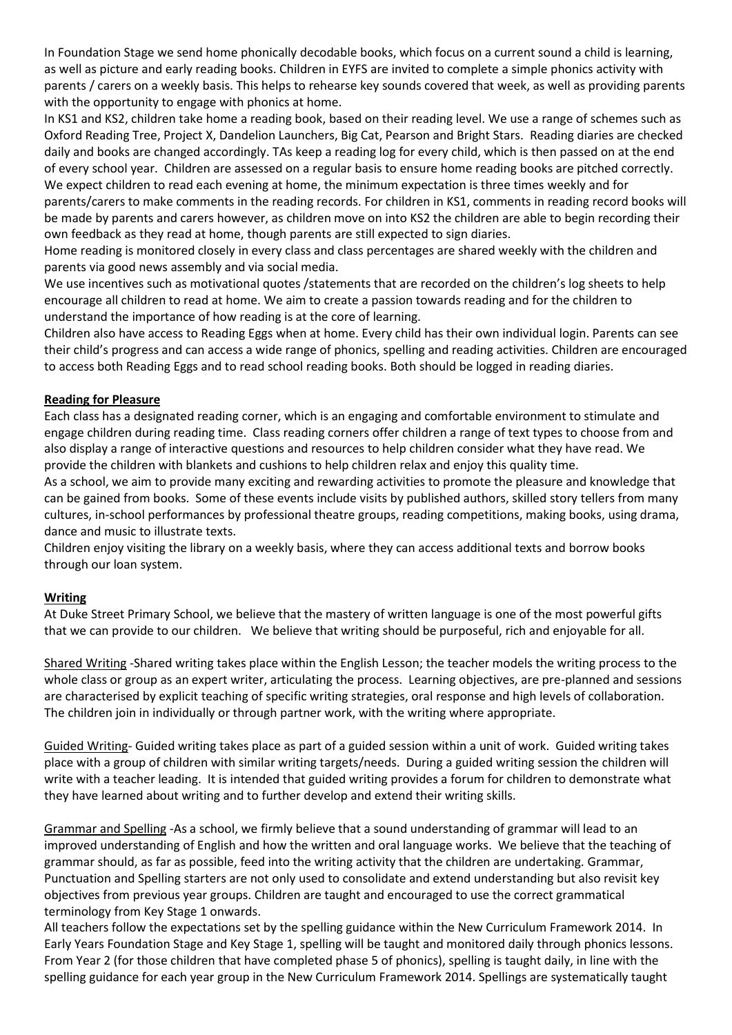In Foundation Stage we send home phonically decodable books, which focus on a current sound a child is learning, as well as picture and early reading books. Children in EYFS are invited to complete a simple phonics activity with parents / carers on a weekly basis. This helps to rehearse key sounds covered that week, as well as providing parents with the opportunity to engage with phonics at home.

In KS1 and KS2, children take home a reading book, based on their reading level. We use a range of schemes such as Oxford Reading Tree, Project X, Dandelion Launchers, Big Cat, Pearson and Bright Stars. Reading diaries are checked daily and books are changed accordingly. TAs keep a reading log for every child, which is then passed on at the end of every school year. Children are assessed on a regular basis to ensure home reading books are pitched correctly. We expect children to read each evening at home, the minimum expectation is three times weekly and for parents/carers to make comments in the reading records. For children in KS1, comments in reading record books will be made by parents and carers however, as children move on into KS2 the children are able to begin recording their own feedback as they read at home, though parents are still expected to sign diaries.

Home reading is monitored closely in every class and class percentages are shared weekly with the children and parents via good news assembly and via social media.

We use incentives such as motivational quotes /statements that are recorded on the children's log sheets to help encourage all children to read at home. We aim to create a passion towards reading and for the children to understand the importance of how reading is at the core of learning.

Children also have access to Reading Eggs when at home. Every child has their own individual login. Parents can see their child's progress and can access a wide range of phonics, spelling and reading activities. Children are encouraged to access both Reading Eggs and to read school reading books. Both should be logged in reading diaries.

**Reading for Pleasure**

Each class has a designated reading corner, which is an engaging and comfortable environment to stimulate and engage children during reading time. Class reading corners offer children a range of text types to choose from and also display a range of interactive questions and resources to help children consider what they have read. We provide the children with blankets and cushions to help children relax and enjoy this quality time.

As a school, we aim to provide many exciting and rewarding activities to promote the pleasure and knowledge that can be gained from books. Some of these events include visits by published authors, skilled story tellers from many cultures, in-school performances by professional theatre groups, reading competitions, making books, using drama, dance and music to illustrate texts.

Children enjoy visiting the library on a weekly basis, where they can access additional texts and borrow books through our loan system.

**Writing**

At Duke Street Primary School, we believe that the mastery of written language is one of the most powerful gifts that we can provide to our children. We believe that writing should be purposeful, rich and enjoyable for all.

Shared Writing -Shared writing takes place within the English Lesson; the teacher models the writing process to the whole class or group as an expert writer, articulating the process. Learning objectives, are pre-planned and sessions are characterised by explicit teaching of specific writing strategies, oral response and high levels of collaboration. The children join in individually or through partner work, with the writing where appropriate.

Guided Writing- Guided writing takes place as part of a guided session within a unit of work. Guided writing takes place with a group of children with similar writing targets/needs. During a guided writing session the children will write with a teacher leading. It is intended that guided writing provides a forum for children to demonstrate what they have learned about writing and to further develop and extend their writing skills.

Grammar and Spelling -As a school, we firmly believe that a sound understanding of grammar will lead to an improved understanding of English and how the written and oral language works. We believe that the teaching of grammar should, as far as possible, feed into the writing activity that the children are undertaking. Grammar, Punctuation and Spelling starters are not only used to consolidate and extend understanding but also revisit key objectives from previous year groups. Children are taught and encouraged to use the correct grammatical terminology from Key Stage 1 onwards.

All teachers follow the expectations set by the spelling guidance within the New Curriculum Framework 2014. In Early Years Foundation Stage and Key Stage 1, spelling will be taught and monitored daily through phonics lessons. From Year 2 (for those children that have completed phase 5 of phonics), spelling is taught daily, in line with the spelling guidance for each year group in the New Curriculum Framework 2014. Spellings are systematically taught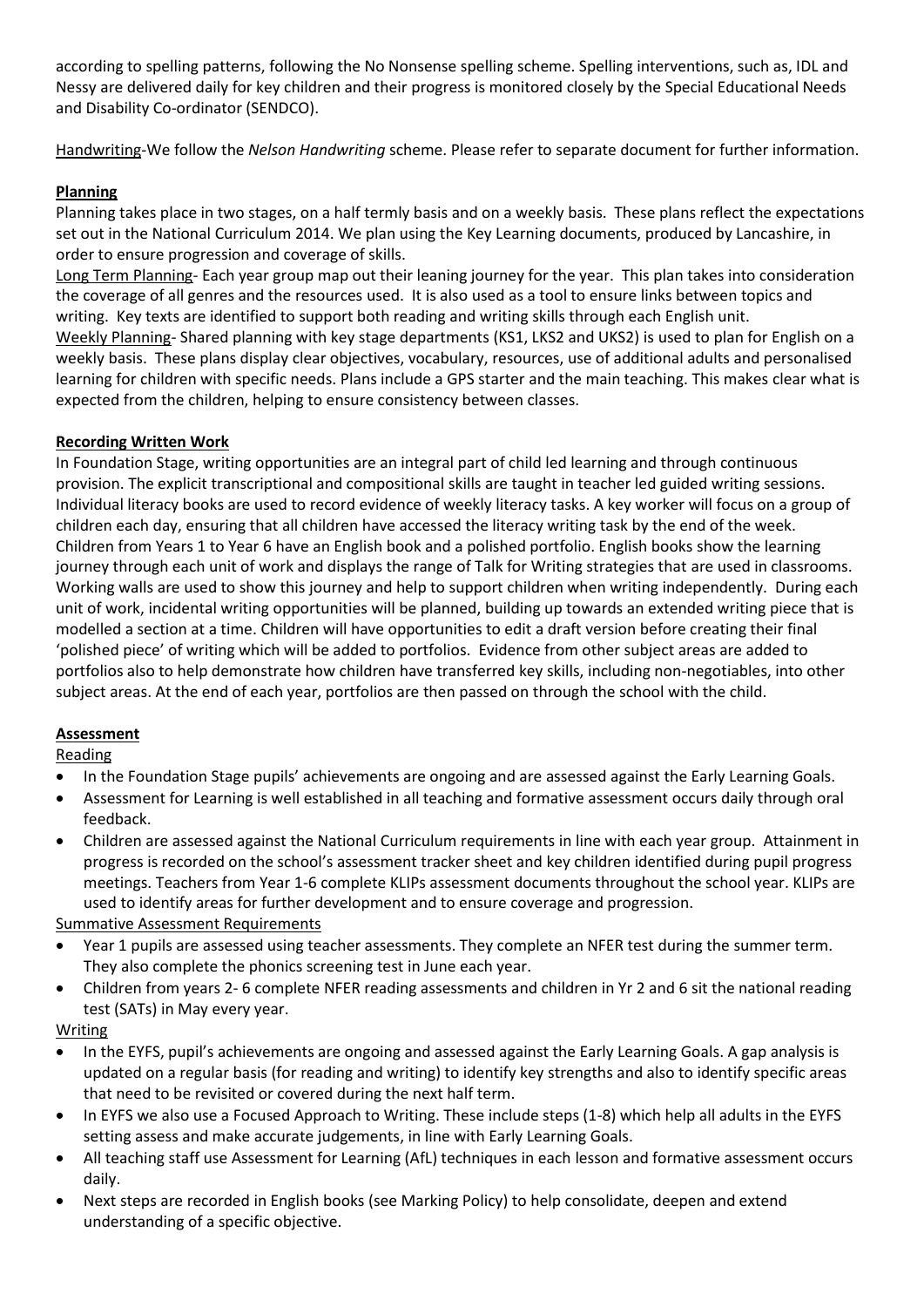according to spelling patterns, following the No Nonsense spelling scheme. Spelling interventions, such as, IDL and Nessy are delivered daily for key children and their progress is monitored closely by the Special Educational Needs and Disability Co-ordinator (SENDCO).

Handwriting-We follow the *Nelson Handwriting* scheme. Please refer to separate document for further information.

**Planning**

Planning takes place in two stages, on a half termly basis and on a weekly basis. These plans reflect the expectations set out in the National Curriculum 2014. We plan using the Key Learning documents, produced by Lancashire, in order to ensure progression and coverage of skills.

Long Term Planning- Each year group map out their leaning journey for the year. This plan takes into consideration the coverage of all genres and the resources used. It is also used as a tool to ensure links between topics and writing. Key texts are identified to support both reading and writing skills through each English unit.

Weekly Planning- Shared planning with key stage departments (KS1, LKS2 and UKS2) is used to plan for English on a weekly basis. These plans display clear objectives, vocabulary, resources, use of additional adults and personalised learning for children with specific needs. Plans include a GPS starter and the main teaching. This makes clear what is expected from the children, helping to ensure consistency between classes.

**Recording Written Work**

In Foundation Stage, writing opportunities are an integral part of child led learning and through continuous provision. The explicit transcriptional and compositional skills are taught in teacher led guided writing sessions. Individual literacy books are used to record evidence of weekly literacy tasks. A key worker will focus on a group of children each day, ensuring that all children have accessed the literacy writing task by the end of the week. Children from Years 1 to Year 6 have an English book and a polished portfolio. English books show the learning journey through each unit of work and displays the range of Talk for Writing strategies that are used in classrooms. Working walls are used to show this journey and help to support children when writing independently. During each unit of work, incidental writing opportunities will be planned, building up towards an extended writing piece that is modelled a section at a time. Children will have opportunities to edit a draft version before creating their final 'polished piece' of writing which will be added to portfolios. Evidence from other subject areas are added to portfolios also to help demonstrate how children have transferred key skills, including non-negotiables, into other subject areas. At the end of each year, portfolios are then passed on through the school with the child.

**Assessment**

Reading

- In the Foundation Stage pupils' achievements are ongoing and are assessed against the Early Learning Goals.
- Assessment for Learning is well established in all teaching and formative assessment occurs daily through oral feedback.
- Children are assessed against the National Curriculum requirements in line with each year group. Attainment in progress is recorded on the school's assessment tracker sheet and key children identified during pupil progress meetings. Teachers from Year 1-6 complete KLIPs assessment documents throughout the school year. KLIPs are used to identify areas for further development and to ensure coverage and progression.

Summative Assessment Requirements

- Year 1 pupils are assessed using teacher assessments. They complete an NFER test during the summer term. They also complete the phonics screening test in June each year.
- Children from years 2- 6 complete NFER reading assessments and children in Yr 2 and 6 sit the national reading test (SATs) in May every year.

Writing

- In the EYFS, pupil's achievements are ongoing and assessed against the Early Learning Goals. A gap analysis is updated on a regular basis (for reading and writing) to identify key strengths and also to identify specific areas that need to be revisited or covered during the next half term.
- In EYFS we also use a Focused Approach to Writing. These include steps (1-8) which help all adults in the EYFS setting assess and make accurate judgements, in line with Early Learning Goals.
- All teaching staff use Assessment for Learning (AfL) techniques in each lesson and formative assessment occurs daily.
- Next steps are recorded in English books (see Marking Policy) to help consolidate, deepen and extend understanding of a specific objective.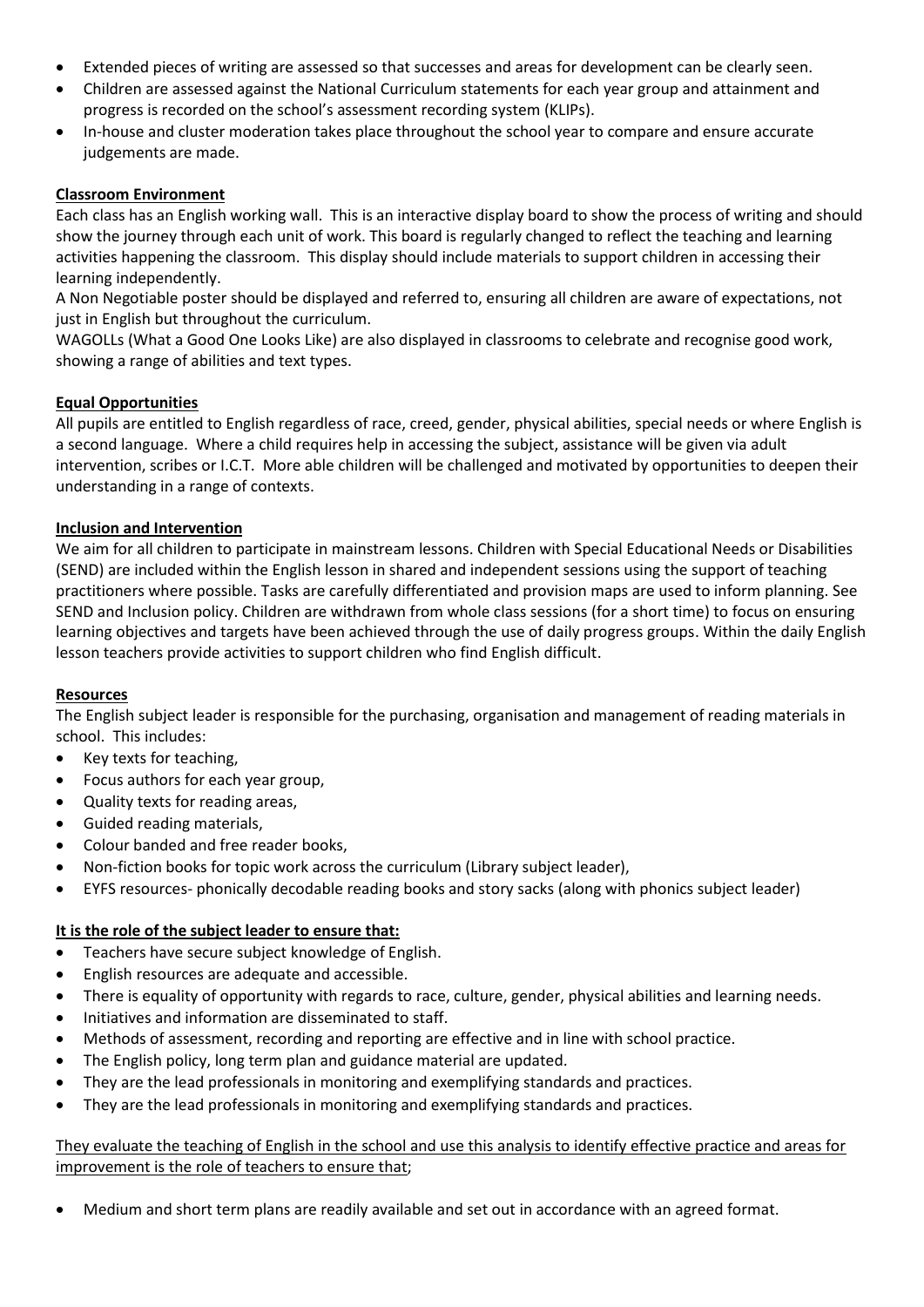- Extended pieces of writing are assessed so that successes and areas for development can be clearly seen.
- Children are assessed against the National Curriculum statements for each year group and attainment and progress is recorded on the school's assessment recording system (KLIPs).
- In-house and cluster moderation takes place throughout the school year to compare and ensure accurate judgements are made.

**Classroom Environment**

Each class has an English working wall. This is an interactive display board to show the process of writing and should show the journey through each unit of work. This board is regularly changed to reflect the teaching and learning activities happening the classroom. This display should include materials to support children in accessing their learning independently.

A Non Negotiable poster should be displayed and referred to, ensuring all children are aware of expectations, not just in English but throughout the curriculum.

WAGOLLs (What a Good One Looks Like) are also displayed in classrooms to celebrate and recognise good work, showing a range of abilities and text types.

**Equal Opportunities**

All pupils are entitled to English regardless of race, creed, gender, physical abilities, special needs or where English is a second language. Where a child requires help in accessing the subject, assistance will be given via adult intervention, scribes or I.C.T. More able children will be challenged and motivated by opportunities to deepen their understanding in a range of contexts.

**Inclusion and Intervention**

We aim for all children to participate in mainstream lessons. Children with Special Educational Needs or Disabilities (SEND) are included within the English lesson in shared and independent sessions using the support of teaching practitioners where possible. Tasks are carefully differentiated and provision maps are used to inform planning. See SEND and Inclusion policy. Children are withdrawn from whole class sessions (for a short time) to focus on ensuring learning objectives and targets have been achieved through the use of daily progress groups. Within the daily English lesson teachers provide activities to support children who find English difficult.

**Resources**

The English subject leader is responsible for the purchasing, organisation and management of reading materials in school. This includes:

- Key texts for teaching,
- Focus authors for each year group,
- Quality texts for reading areas,
- Guided reading materials,
- Colour banded and free reader books,
- Non-fiction books for topic work across the curriculum (Library subject leader),
- EYFS resources- phonically decodable reading books and story sacks (along with phonics subject leader)

**It is the role of the subject leader to ensure that:**

- Teachers have secure subject knowledge of English.
- English resources are adequate and accessible.
- There is equality of opportunity with regards to race, culture, gender, physical abilities and learning needs.
- Initiatives and information are disseminated to staff.
- Methods of assessment, recording and reporting are effective and in line with school practice.
- The English policy, long term plan and guidance material are updated.
- They are the lead professionals in monitoring and exemplifying standards and practices.
- They are the lead professionals in monitoring and exemplifying standards and practices.

They evaluate the teaching of English in the school and use this analysis to identify effective practice and areas for improvement is the role of teachers to ensure that;

- Medium and short term plans are readily available and set out in accordance with an agreed format.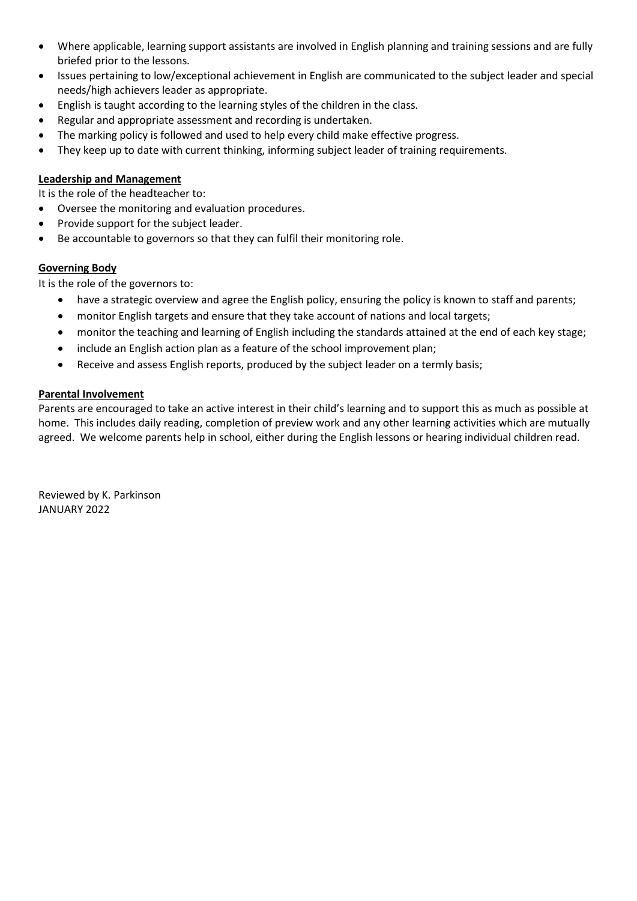- Where applicable, learning support assistants are involved in English planning and training sessions and are fully briefed prior to the lessons.
- Issues pertaining to low/exceptional achievement in English are communicated to the subject leader and special needs/high achievers leader as appropriate.
- English is taught according to the learning styles of the children in the class.
- Regular and appropriate assessment and recording is undertaken.
- The marking policy is followed and used to help every child make effective progress.
- They keep up to date with current thinking, informing subject leader of training requirements.

**Leadership and Management**

It is the role of the headteacher to:

- Oversee the monitoring and evaluation procedures.
- Provide support for the subject leader.
- Be accountable to governors so that they can fulfil their monitoring role.

**Governing Body**

It is the role of the governors to:

- have a strategic overview and agree the English policy, ensuring the policy is known to staff and parents;
- monitor English targets and ensure that they take account of nations and local targets;
- monitor the teaching and learning of English including the standards attained at the end of each key stage;
- include an English action plan as a feature of the school improvement plan;
- Receive and assess English reports, produced by the subject leader on a termly basis;

**Parental Involvement**

Parents are encouraged to take an active interest in their child's learning and to support this as much as possible at home. This includes daily reading, completion of preview work and any other learning activities which are mutually agreed. We welcome parents help in school, either during the English lessons or hearing individual children read.

Reviewed by K. Parkinson
JANUARY 2022